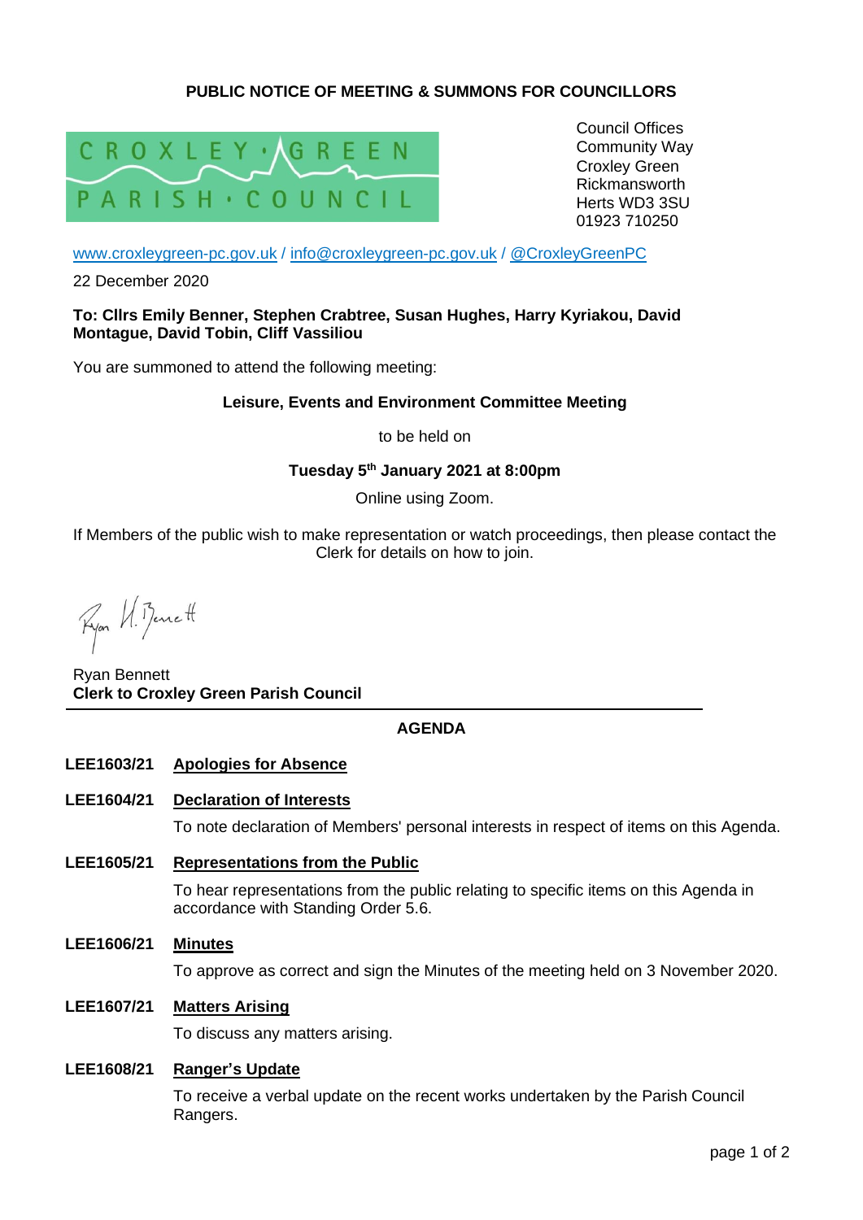**PUBLIC NOTICE OF MEETING & SUMMONS FOR COUNCILLORS**

CROXLEY GREEN PARISH COUNCIL

Council Offices
Community Way
Croxley Green
Rickmansworth
Herts WD3 3SU
01923 710250

www.croxleygreen-pc.gov.uk / info@croxleygreen-pc.gov.uk / @CroxleyGreenPC

22 December 2020

**To: Cllrs Emily Benner, Stephen Crabtree, Susan Hughes, Harry Kyriakou, David Montague, David Tobin, Cliff Vassiliou**

You are summoned to attend the following meeting:

**Leisure, Events and Environment Committee Meeting**

to be held on

**Tuesday 5th January 2021 at 8:00pm**

Online using Zoom.

If Members of the public wish to make representation or watch proceedings, then please contact the Clerk for details on how to join.

Ryan Bennett
**Clerk to Croxley Green Parish Council**

---

## AGENDA

**LEE1603/21 Apologies for Absence**

**LEE1604/21 Declaration of Interests**

To note declaration of Members' personal interests in respect of items on this Agenda.

**LEE1605/21 Representations from the Public**

To hear representations from the public relating to specific items on this Agenda in accordance with Standing Order 5.6.

**LEE1606/21 Minutes**

To approve as correct and sign the Minutes of the meeting held on 3 November 2020.

**LEE1607/21 Matters Arising**

To discuss any matters arising.

**LEE1608/21 Ranger's Update**

To receive a verbal update on the recent works undertaken by the Parish Council Rangers.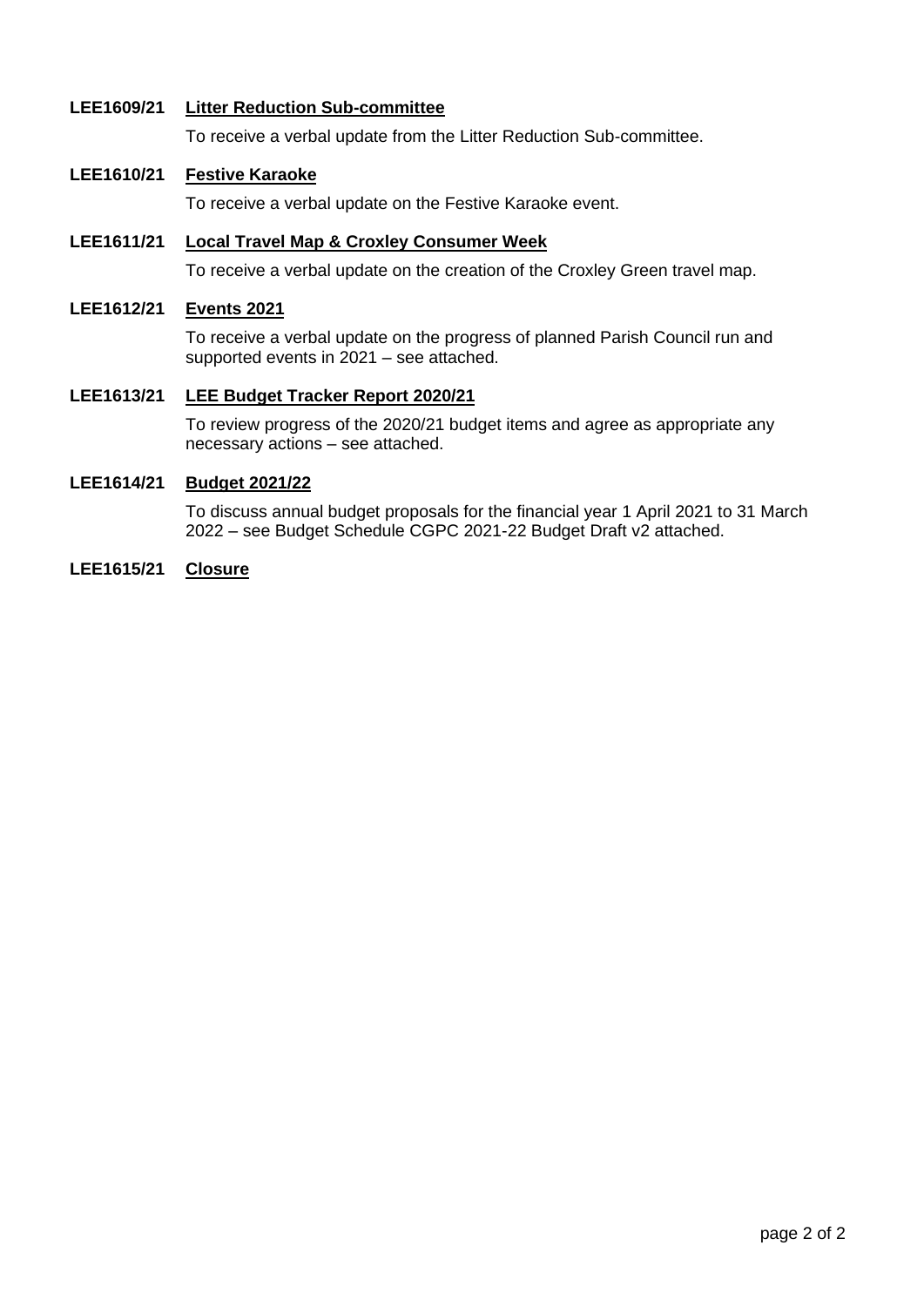**LEE1609/21 Litter Reduction Sub-committee**

To receive a verbal update from the Litter Reduction Sub-committee.

**LEE1610/21 Festive Karaoke**

To receive a verbal update on the Festive Karaoke event.

**LEE1611/21 Local Travel Map & Croxley Consumer Week**

To receive a verbal update on the creation of the Croxley Green travel map.

**LEE1612/21 Events 2021**

To receive a verbal update on the progress of planned Parish Council run and supported events in 2021 – see attached.

**LEE1613/21 LEE Budget Tracker Report 2020/21**

To review progress of the 2020/21 budget items and agree as appropriate any necessary actions – see attached.

**LEE1614/21 Budget 2021/22**

To discuss annual budget proposals for the financial year 1 April 2021 to 31 March 2022 – see Budget Schedule CGPC 2021-22 Budget Draft v2 attached.

**LEE1615/21 Closure**